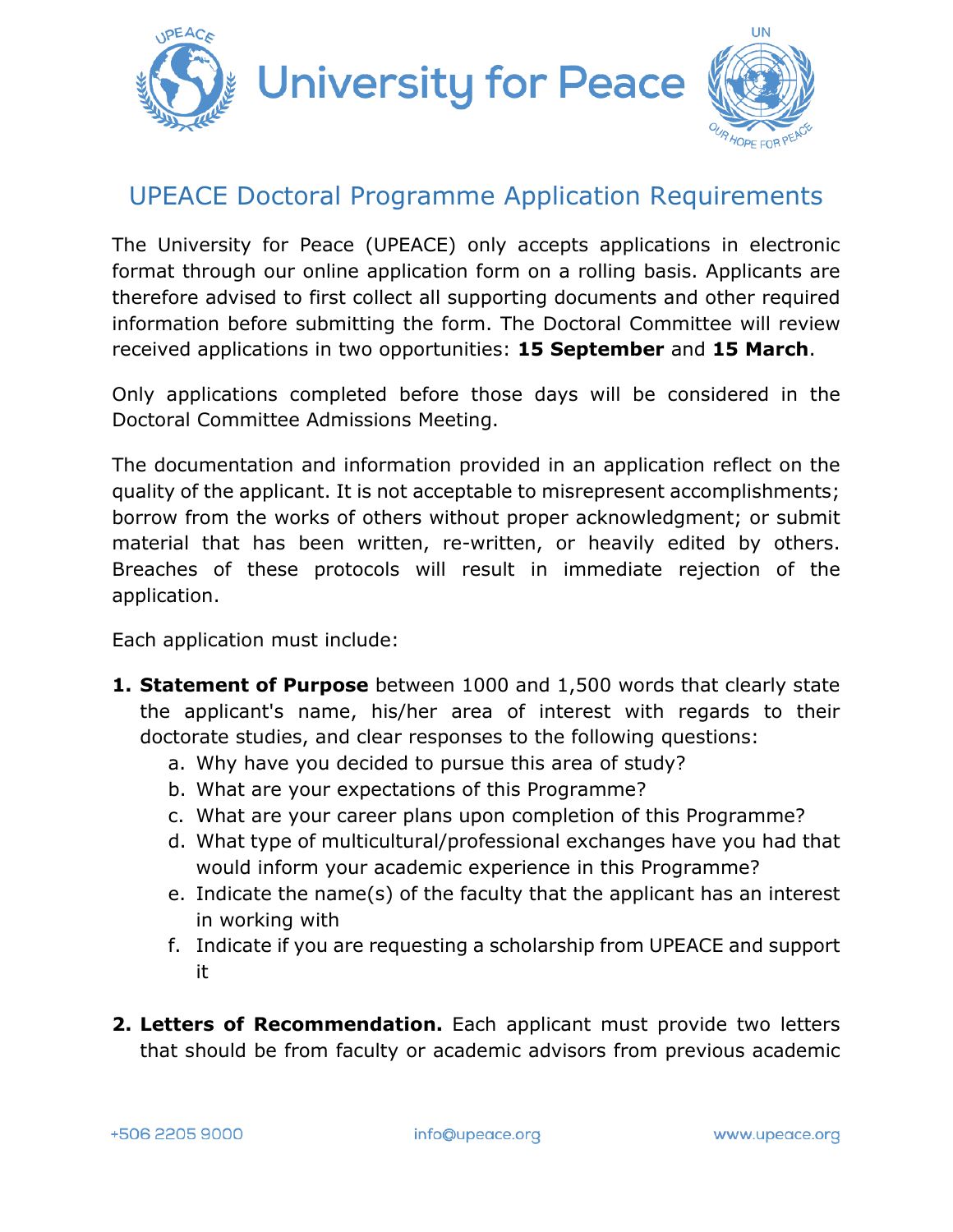# University for Peace

## UPEACE Doctoral Programme Application Requirements

The University for Peace (UPEACE) only accepts applications in electronic format through our online application form on a rolling basis. Applicants are therefore advised to first collect all supporting documents and other required information before submitting the form. The Doctoral Committee will review received applications in two opportunities: **15 September** and **15 March**.

Only applications completed before those days will be considered in the Doctoral Committee Admissions Meeting.

The documentation and information provided in an application reflect on the quality of the applicant. It is not acceptable to misrepresent accomplishments; borrow from the works of others without proper acknowledgment; or submit material that has been written, re-written, or heavily edited by others. Breaches of these protocols will result in immediate rejection of the application.

Each application must include:

1. **Statement of Purpose** between 1000 and 1,500 words that clearly state the applicant's name, his/her area of interest with regards to their doctorate studies, and clear responses to the following questions:
   a. Why have you decided to pursue this area of study?
   b. What are your expectations of this Programme?
   c. What are your career plans upon completion of this Programme?
   d. What type of multicultural/professional exchanges have you had that would inform your academic experience in this Programme?
   e. Indicate the name(s) of the faculty that the applicant has an interest in working with
   f. Indicate if you are requesting a scholarship from UPEACE and support it

2. **Letters of Recommendation.** Each applicant must provide two letters that should be from faculty or academic advisors from previous academic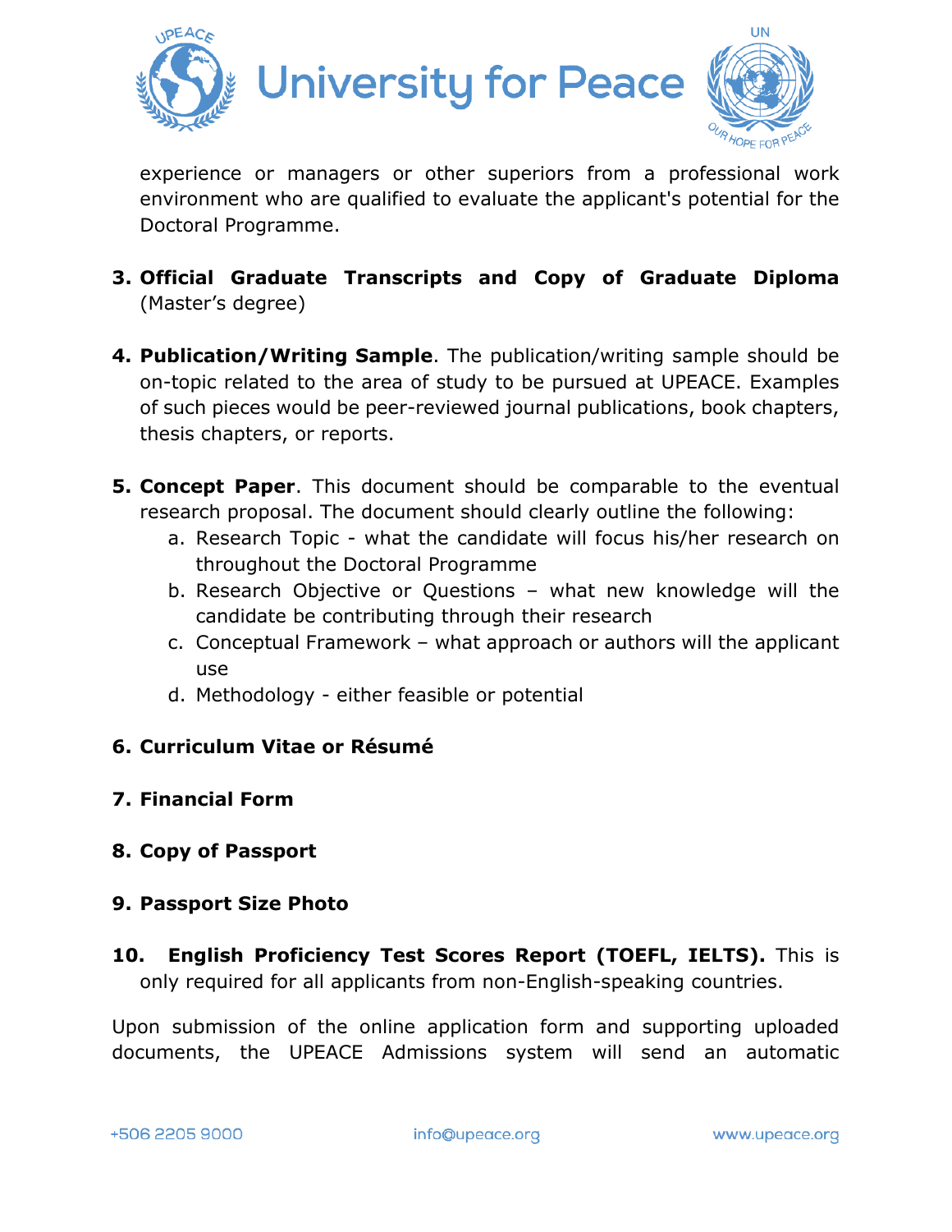experience or managers or other superiors from a professional work environment who are qualified to evaluate the applicant's potential for the Doctoral Programme.

3. **Official Graduate Transcripts and Copy of Graduate Diploma** (Master's degree)

4. **Publication/Writing Sample**. The publication/writing sample should be on-topic related to the area of study to be pursued at UPEACE. Examples of such pieces would be peer-reviewed journal publications, book chapters, thesis chapters, or reports.

5. **Concept Paper**. This document should be comparable to the eventual research proposal. The document should clearly outline the following:
   a. Research Topic - what the candidate will focus his/her research on throughout the Doctoral Programme
   b. Research Objective or Questions – what new knowledge will the candidate be contributing through their research
   c. Conceptual Framework – what approach or authors will the applicant use
   d. Methodology - either feasible or potential

6. **Curriculum Vitae or Résumé**

7. **Financial Form**

8. **Copy of Passport**

9. **Passport Size Photo**

10. **English Proficiency Test Scores Report (TOEFL, IELTS).** This is only required for all applicants from non-English-speaking countries.

Upon submission of the online application form and supporting uploaded documents, the UPEACE Admissions system will send an automatic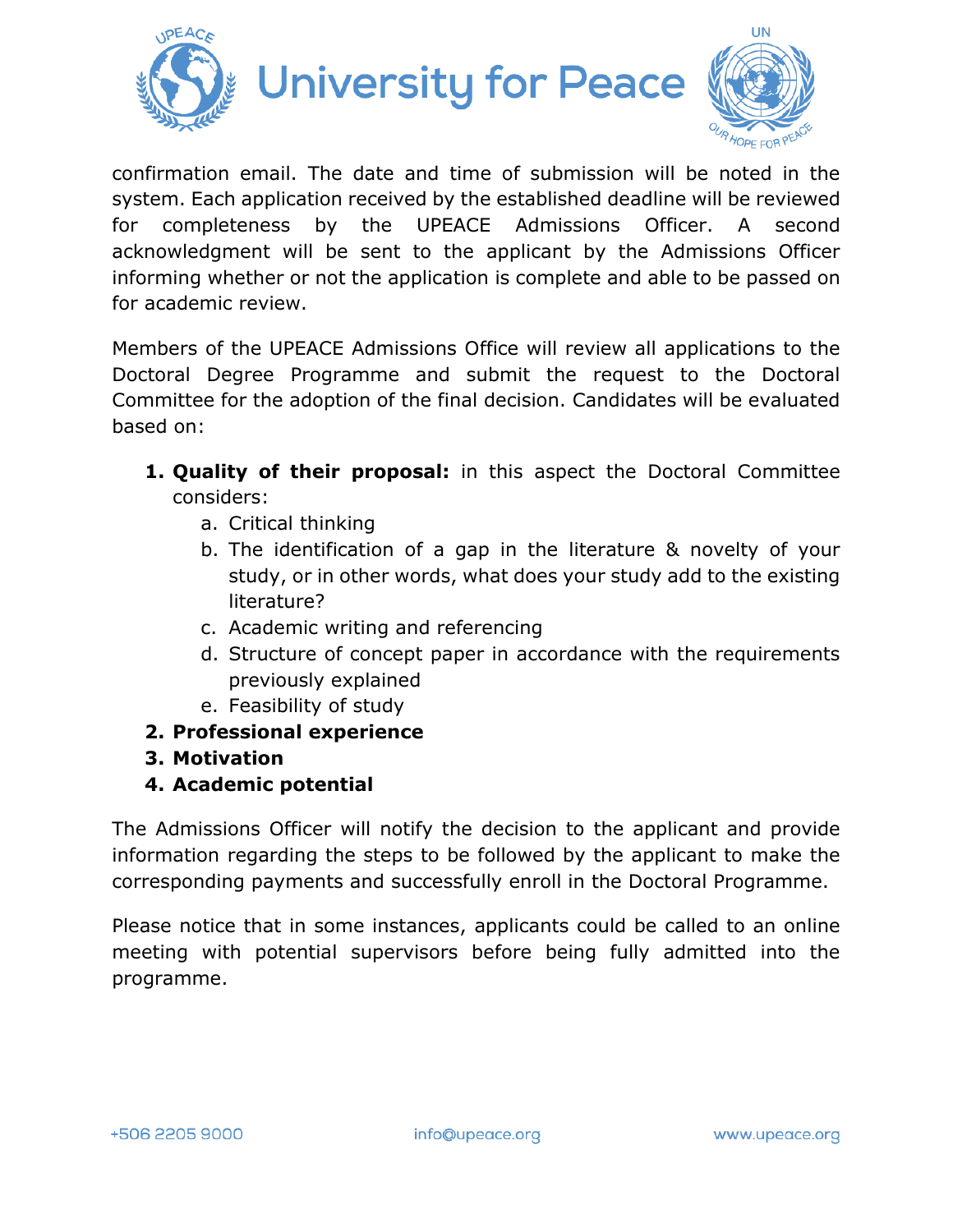confirmation email. The date and time of submission will be noted in the system. Each application received by the established deadline will be reviewed for completeness by the UPEACE Admissions Officer. A second acknowledgment will be sent to the applicant by the Admissions Officer informing whether or not the application is complete and able to be passed on for academic review.

Members of the UPEACE Admissions Office will review all applications to the Doctoral Degree Programme and submit the request to the Doctoral Committee for the adoption of the final decision. Candidates will be evaluated based on:

1. **Quality of their proposal:** in this aspect the Doctoral Committee considers:
   a. Critical thinking
   b. The identification of a gap in the literature & novelty of your study, or in other words, what does your study add to the existing literature?
   c. Academic writing and referencing
   d. Structure of concept paper in accordance with the requirements previously explained
   e. Feasibility of study
2. **Professional experience**
3. **Motivation**
4. **Academic potential**

The Admissions Officer will notify the decision to the applicant and provide information regarding the steps to be followed by the applicant to make the corresponding payments and successfully enroll in the Doctoral Programme.

Please notice that in some instances, applicants could be called to an online meeting with potential supervisors before being fully admitted into the programme.